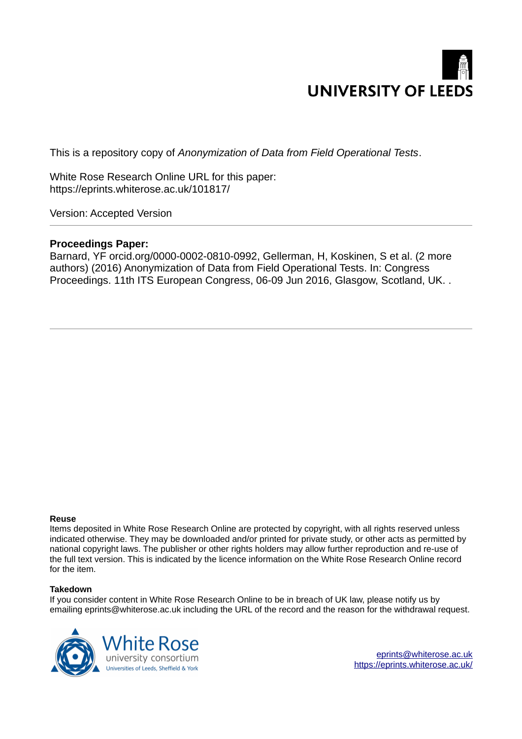UNIVERSITY OF LEEDS

This is a repository copy of *Anonymization of Data from Field Operational Tests*.

White Rose Research Online URL for this paper:
https://eprints.whiterose.ac.uk/101817/

Version: Accepted Version

---

**Proceedings Paper:**

Barnard, YF orcid.org/0000-0002-0810-0992, Gellerman, H, Koskinen, S et al. (2 more authors) (2016) Anonymization of Data from Field Operational Tests. In: Congress Proceedings. 11th ITS European Congress, 06-09 Jun 2016, Glasgow, Scotland, UK. .

---

**Reuse**

Items deposited in White Rose Research Online are protected by copyright, with all rights reserved unless indicated otherwise. They may be downloaded and/or printed for private study, or other acts as permitted by national copyright laws. The publisher or other rights holders may allow further reproduction and re-use of the full text version. This is indicated by the licence information on the White Rose Research Online record for the item.

**Takedown**

If you consider content in White Rose Research Online to be in breach of UK law, please notify us by emailing eprints@whiterose.ac.uk including the URL of the record and the reason for the withdrawal request.

White Rose university consortium
Universities of Leeds, Sheffield & York

eprints@whiterose.ac.uk
https://eprints.whiterose.ac.uk/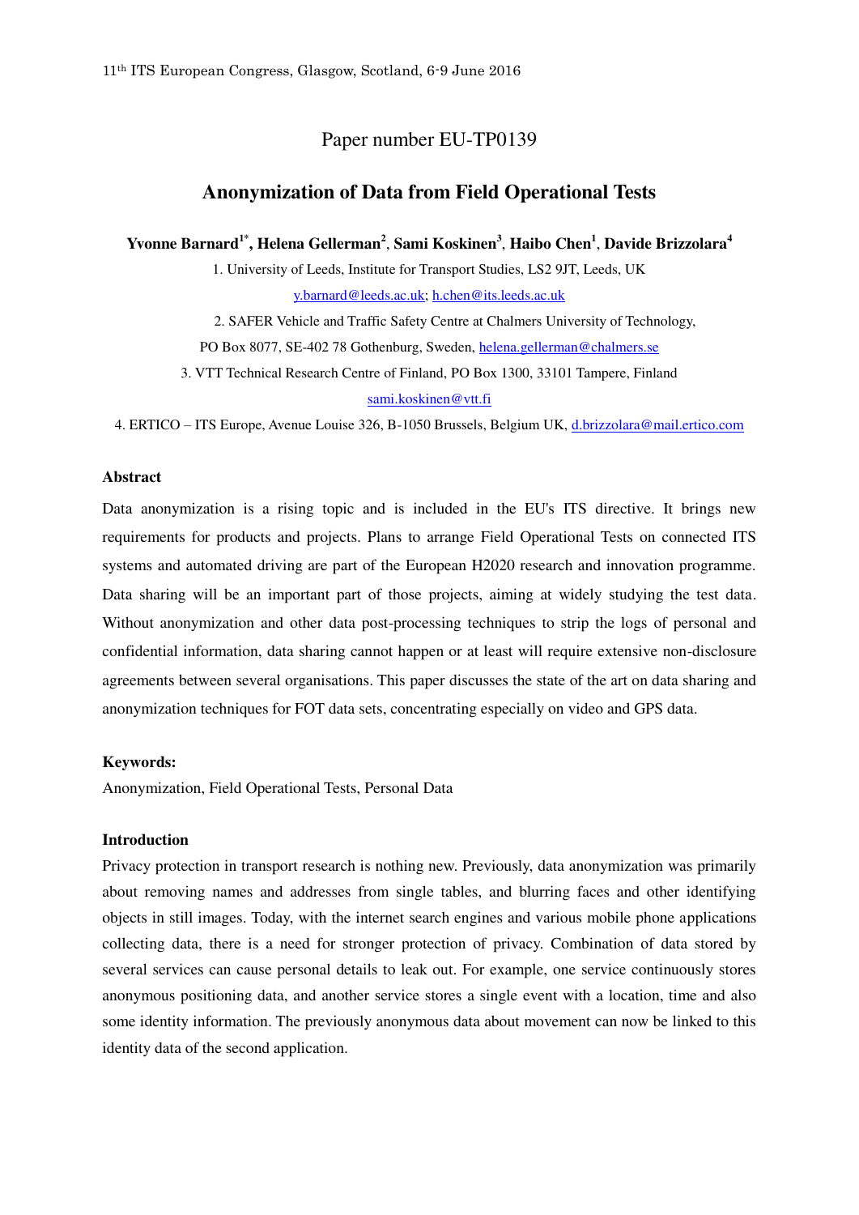Paper number EU-TP0139

# Anonymization of Data from Field Operational Tests

**Yvonne Barnard[1*], Helena Gellerman[2], Sami Koskinen[3], Haibo Chen[1], Davide Brizzolara[4]**

1. University of Leeds, Institute for Transport Studies, LS2 9JT, Leeds, UK
y.barnard@leeds.ac.uk; h.chen@its.leeds.ac.uk
2. SAFER Vehicle and Traffic Safety Centre at Chalmers University of Technology, PO Box 8077, SE-402 78 Gothenburg, Sweden, helena.gellerman@chalmers.se
3. VTT Technical Research Centre of Finland, PO Box 1300, 33101 Tampere, Finland
sami.koskinen@vtt.fi
4. ERTICO – ITS Europe, Avenue Louise 326, B-1050 Brussels, Belgium UK, d.brizzolara@mail.ertico.com

### Abstract

Data anonymization is a rising topic and is included in the EU's ITS directive. It brings new requirements for products and projects. Plans to arrange Field Operational Tests on connected ITS systems and automated driving are part of the European H2020 research and innovation programme. Data sharing will be an important part of those projects, aiming at widely studying the test data. Without anonymization and other data post-processing techniques to strip the logs of personal and confidential information, data sharing cannot happen or at least will require extensive non-disclosure agreements between several organisations. This paper discusses the state of the art on data sharing and anonymization techniques for FOT data sets, concentrating especially on video and GPS data.

### Keywords:

Anonymization, Field Operational Tests, Personal Data

### Introduction

Privacy protection in transport research is nothing new. Previously, data anonymization was primarily about removing names and addresses from single tables, and blurring faces and other identifying objects in still images. Today, with the internet search engines and various mobile phone applications collecting data, there is a need for stronger protection of privacy. Combination of data stored by several services can cause personal details to leak out. For example, one service continuously stores anonymous positioning data, and another service stores a single event with a location, time and also some identity information. The previously anonymous data about movement can now be linked to this identity data of the second application.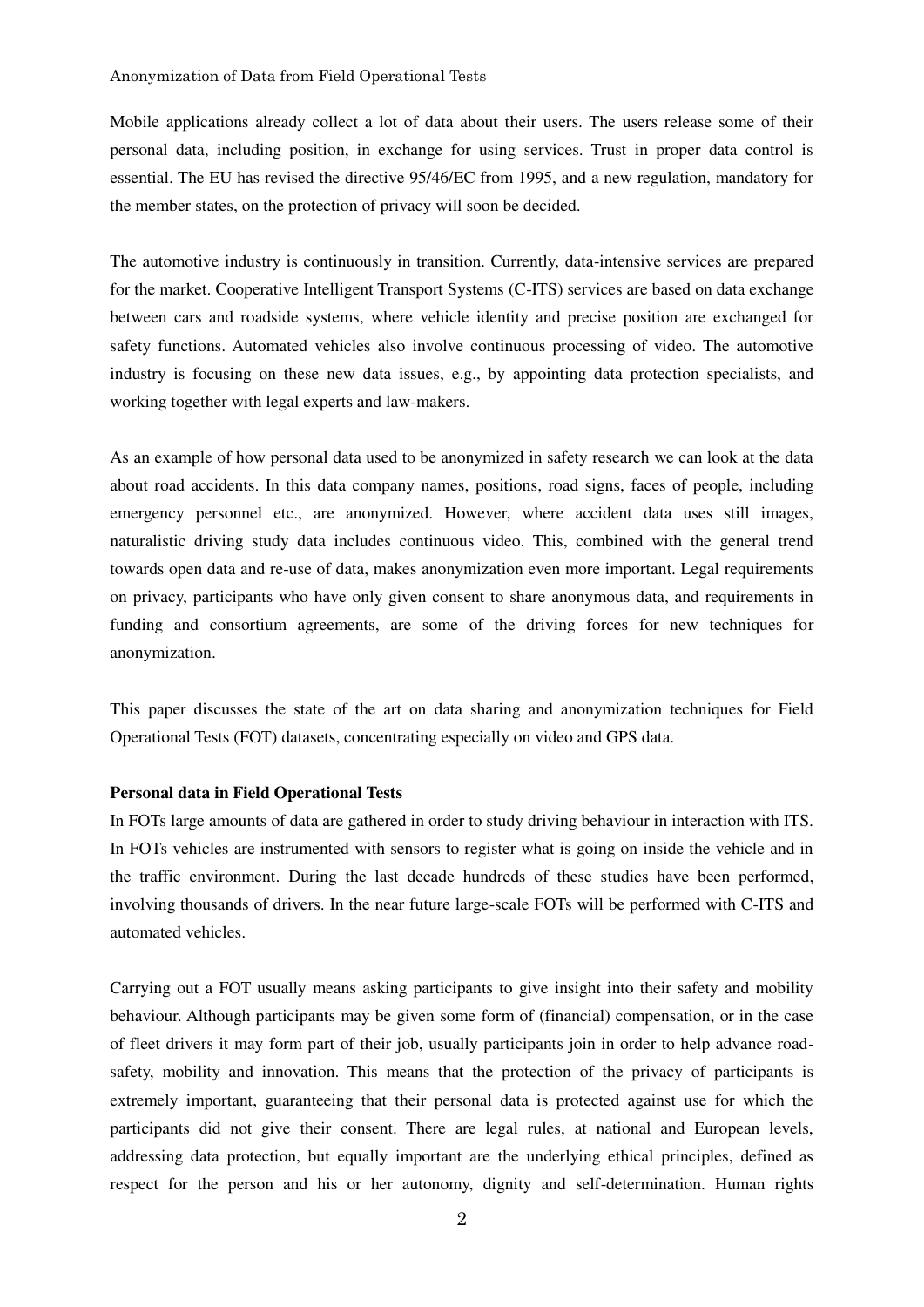Mobile applications already collect a lot of data about their users. The users release some of their personal data, including position, in exchange for using services. Trust in proper data control is essential. The EU has revised the directive 95/46/EC from 1995, and a new regulation, mandatory for the member states, on the protection of privacy will soon be decided.

The automotive industry is continuously in transition. Currently, data-intensive services are prepared for the market. Cooperative Intelligent Transport Systems (C-ITS) services are based on data exchange between cars and roadside systems, where vehicle identity and precise position are exchanged for safety functions. Automated vehicles also involve continuous processing of video. The automotive industry is focusing on these new data issues, e.g., by appointing data protection specialists, and working together with legal experts and law-makers.

As an example of how personal data used to be anonymized in safety research we can look at the data about road accidents. In this data company names, positions, road signs, faces of people, including emergency personnel etc., are anonymized. However, where accident data uses still images, naturalistic driving study data includes continuous video. This, combined with the general trend towards open data and re-use of data, makes anonymization even more important. Legal requirements on privacy, participants who have only given consent to share anonymous data, and requirements in funding and consortium agreements, are some of the driving forces for new techniques for anonymization.

This paper discusses the state of the art on data sharing and anonymization techniques for Field Operational Tests (FOT) datasets, concentrating especially on video and GPS data.

**Personal data in Field Operational Tests**

In FOTs large amounts of data are gathered in order to study driving behaviour in interaction with ITS. In FOTs vehicles are instrumented with sensors to register what is going on inside the vehicle and in the traffic environment. During the last decade hundreds of these studies have been performed, involving thousands of drivers. In the near future large-scale FOTs will be performed with C-ITS and automated vehicles.

Carrying out a FOT usually means asking participants to give insight into their safety and mobility behaviour. Although participants may be given some form of (financial) compensation, or in the case of fleet drivers it may form part of their job, usually participants join in order to help advance road-safety, mobility and innovation. This means that the protection of the privacy of participants is extremely important, guaranteeing that their personal data is protected against use for which the participants did not give their consent. There are legal rules, at national and European levels, addressing data protection, but equally important are the underlying ethical principles, defined as respect for the person and his or her autonomy, dignity and self-determination. Human rights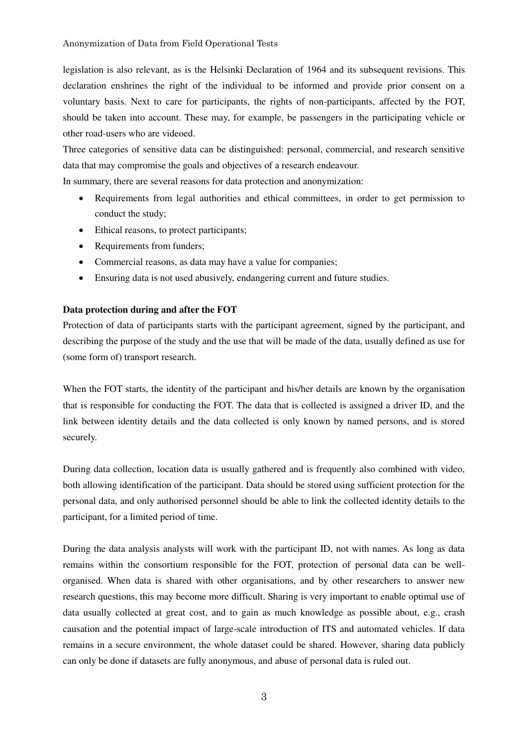legislation is also relevant, as is the Helsinki Declaration of 1964 and its subsequent revisions. This declaration enshrines the right of the individual to be informed and provide prior consent on a voluntary basis. Next to care for participants, the rights of non-participants, affected by the FOT, should be taken into account. These may, for example, be passengers in the participating vehicle or other road-users who are videoed.

Three categories of sensitive data can be distinguished: personal, commercial, and research sensitive data that may compromise the goals and objectives of a research endeavour.

In summary, there are several reasons for data protection and anonymization:

- Requirements from legal authorities and ethical committees, in order to get permission to conduct the study;
- Ethical reasons, to protect participants;
- Requirements from funders;
- Commercial reasons, as data may have a value for companies;
- Ensuring data is not used abusively, endangering current and future studies.

**Data protection during and after the FOT**

Protection of data of participants starts with the participant agreement, signed by the participant, and describing the purpose of the study and the use that will be made of the data, usually defined as use for (some form of) transport research.

When the FOT starts, the identity of the participant and his/her details are known by the organisation that is responsible for conducting the FOT. The data that is collected is assigned a driver ID, and the link between identity details and the data collected is only known by named persons, and is stored securely.

During data collection, location data is usually gathered and is frequently also combined with video, both allowing identification of the participant. Data should be stored using sufficient protection for the personal data, and only authorised personnel should be able to link the collected identity details to the participant, for a limited period of time.

During the data analysis analysts will work with the participant ID, not with names. As long as data remains within the consortium responsible for the FOT, protection of personal data can be well-organised. When data is shared with other organisations, and by other researchers to answer new research questions, this may become more difficult. Sharing is very important to enable optimal use of data usually collected at great cost, and to gain as much knowledge as possible about, e.g., crash causation and the potential impact of large-scale introduction of ITS and automated vehicles. If data remains in a secure environment, the whole dataset could be shared. However, sharing data publicly can only be done if datasets are fully anonymous, and abuse of personal data is ruled out.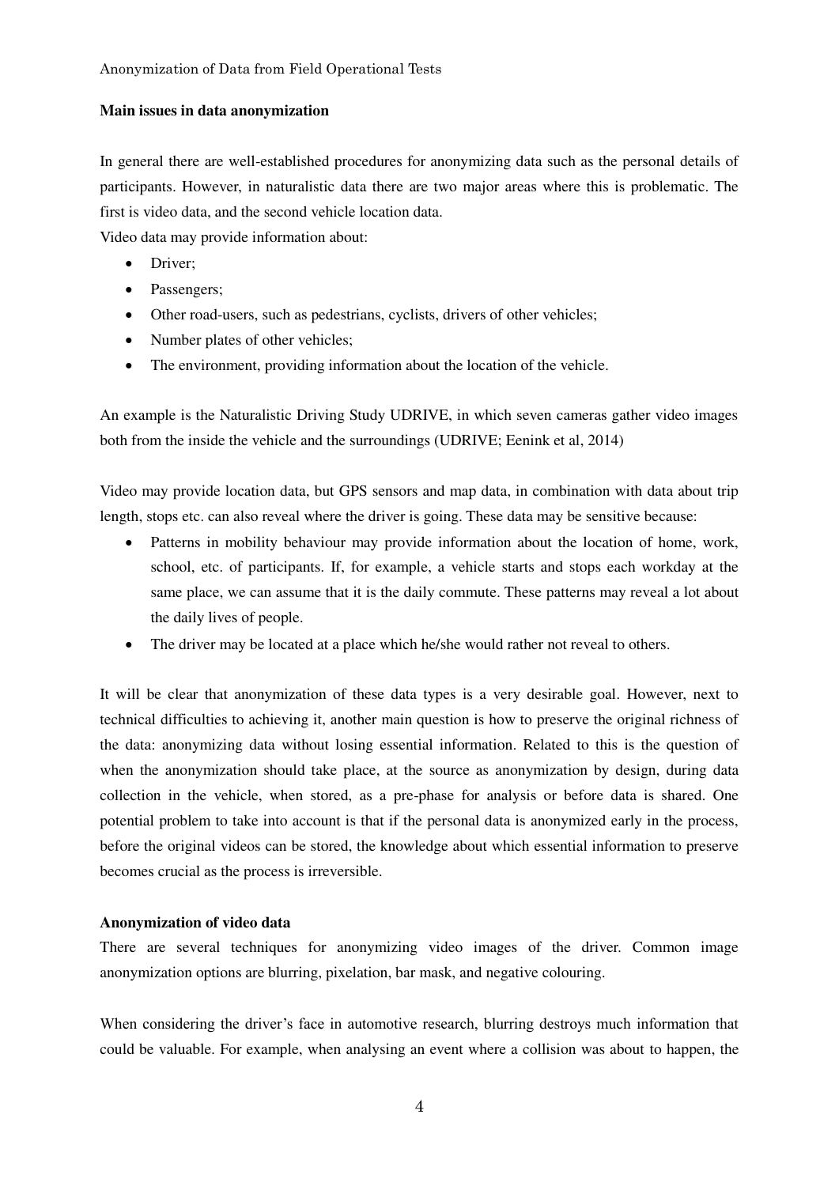## Main issues in data anonymization

In general there are well-established procedures for anonymizing data such as the personal details of participants. However, in naturalistic data there are two major areas where this is problematic. The first is video data, and the second vehicle location data.

Video data may provide information about:

- Driver;
- Passengers;
- Other road-users, such as pedestrians, cyclists, drivers of other vehicles;
- Number plates of other vehicles;
- The environment, providing information about the location of the vehicle.

An example is the Naturalistic Driving Study UDRIVE, in which seven cameras gather video images both from the inside the vehicle and the surroundings (UDRIVE; Eenink et al, 2014)

Video may provide location data, but GPS sensors and map data, in combination with data about trip length, stops etc. can also reveal where the driver is going. These data may be sensitive because:

- Patterns in mobility behaviour may provide information about the location of home, work, school, etc. of participants. If, for example, a vehicle starts and stops each workday at the same place, we can assume that it is the daily commute. These patterns may reveal a lot about the daily lives of people.
- The driver may be located at a place which he/she would rather not reveal to others.

It will be clear that anonymization of these data types is a very desirable goal. However, next to technical difficulties to achieving it, another main question is how to preserve the original richness of the data: anonymizing data without losing essential information. Related to this is the question of when the anonymization should take place, at the source as anonymization by design, during data collection in the vehicle, when stored, as a pre-phase for analysis or before data is shared. One potential problem to take into account is that if the personal data is anonymized early in the process, before the original videos can be stored, the knowledge about which essential information to preserve becomes crucial as the process is irreversible.

## Anonymization of video data

There are several techniques for anonymizing video images of the driver. Common image anonymization options are blurring, pixelation, bar mask, and negative colouring.

When considering the driver's face in automotive research, blurring destroys much information that could be valuable. For example, when analysing an event where a collision was about to happen, the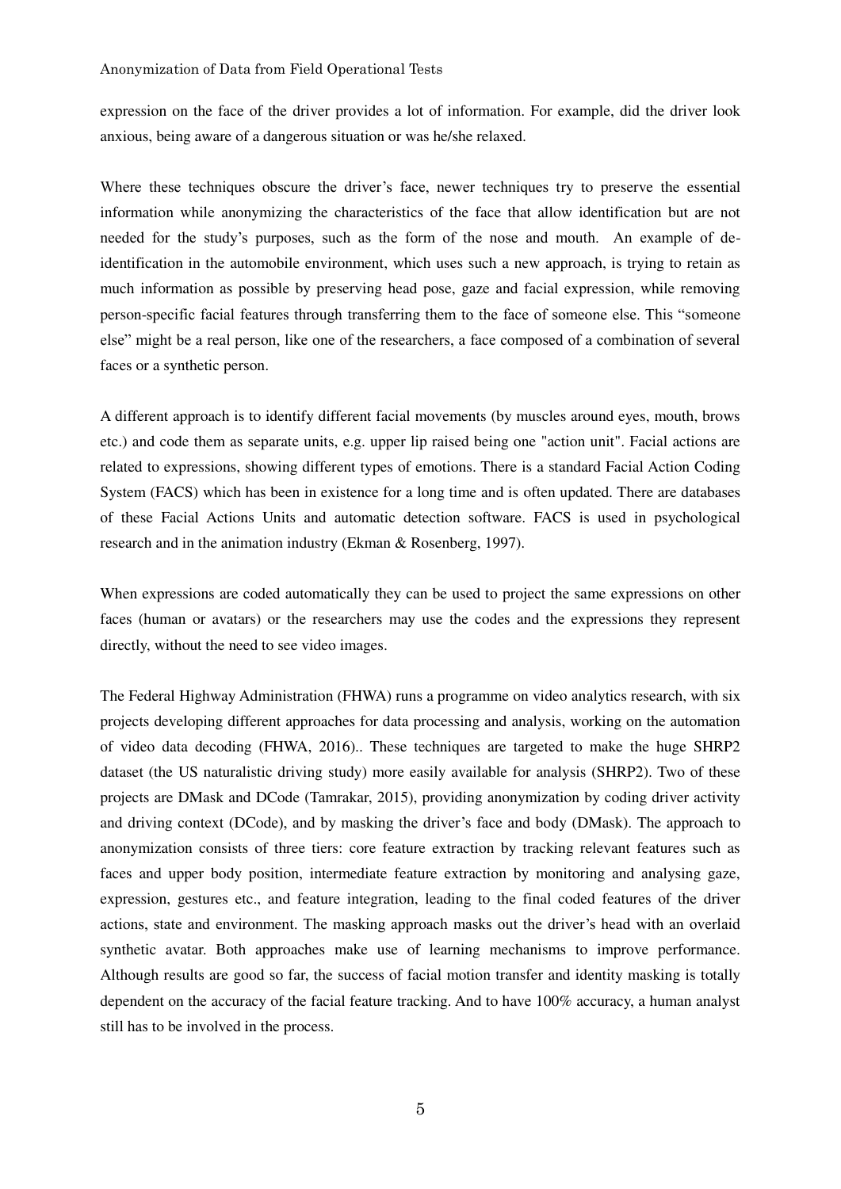expression on the face of the driver provides a lot of information. For example, did the driver look anxious, being aware of a dangerous situation or was he/she relaxed.

Where these techniques obscure the driver's face, newer techniques try to preserve the essential information while anonymizing the characteristics of the face that allow identification but are not needed for the study's purposes, such as the form of the nose and mouth. An example of de-identification in the automobile environment, which uses such a new approach, is trying to retain as much information as possible by preserving head pose, gaze and facial expression, while removing person-specific facial features through transferring them to the face of someone else. This "someone else" might be a real person, like one of the researchers, a face composed of a combination of several faces or a synthetic person.

A different approach is to identify different facial movements (by muscles around eyes, mouth, brows etc.) and code them as separate units, e.g. upper lip raised being one "action unit". Facial actions are related to expressions, showing different types of emotions. There is a standard Facial Action Coding System (FACS) which has been in existence for a long time and is often updated. There are databases of these Facial Actions Units and automatic detection software. FACS is used in psychological research and in the animation industry (Ekman & Rosenberg, 1997).

When expressions are coded automatically they can be used to project the same expressions on other faces (human or avatars) or the researchers may use the codes and the expressions they represent directly, without the need to see video images.

The Federal Highway Administration (FHWA) runs a programme on video analytics research, with six projects developing different approaches for data processing and analysis, working on the automation of video data decoding (FHWA, 2016).. These techniques are targeted to make the huge SHRP2 dataset (the US naturalistic driving study) more easily available for analysis (SHRP2). Two of these projects are DMask and DCode (Tamrakar, 2015), providing anonymization by coding driver activity and driving context (DCode), and by masking the driver's face and body (DMask). The approach to anonymization consists of three tiers: core feature extraction by tracking relevant features such as faces and upper body position, intermediate feature extraction by monitoring and analysing gaze, expression, gestures etc., and feature integration, leading to the final coded features of the driver actions, state and environment. The masking approach masks out the driver's head with an overlaid synthetic avatar. Both approaches make use of learning mechanisms to improve performance. Although results are good so far, the success of facial motion transfer and identity masking is totally dependent on the accuracy of the facial feature tracking. And to have 100% accuracy, a human analyst still has to be involved in the process.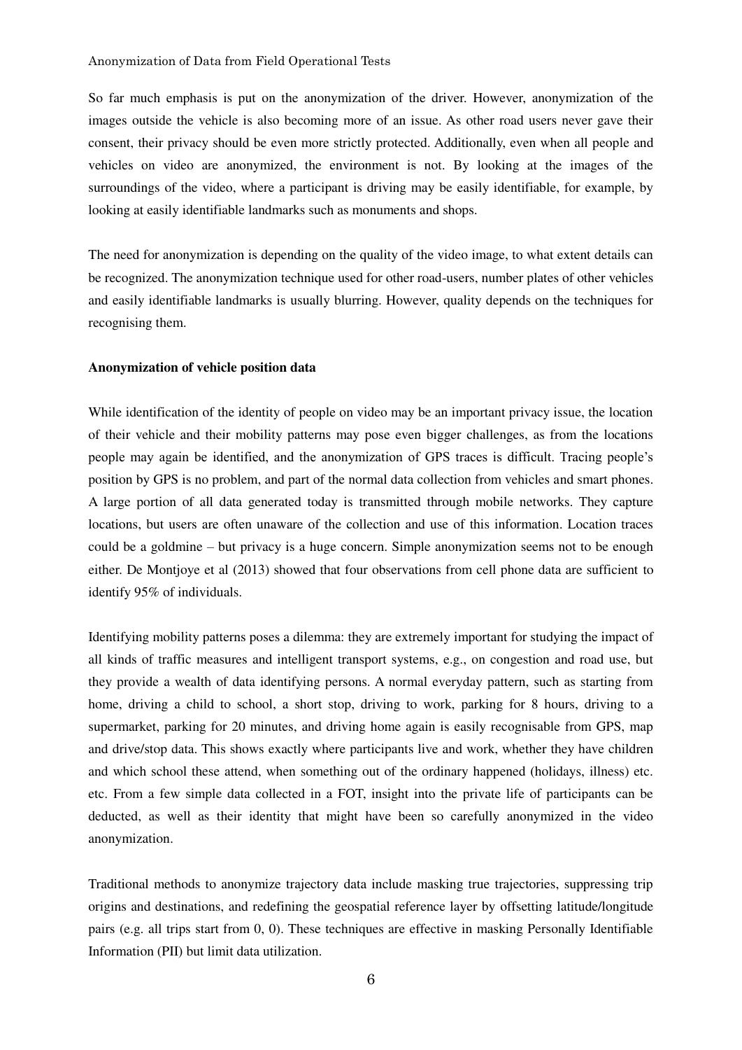So far much emphasis is put on the anonymization of the driver. However, anonymization of the images outside the vehicle is also becoming more of an issue. As other road users never gave their consent, their privacy should be even more strictly protected. Additionally, even when all people and vehicles on video are anonymized, the environment is not. By looking at the images of the surroundings of the video, where a participant is driving may be easily identifiable, for example, by looking at easily identifiable landmarks such as monuments and shops.

The need for anonymization is depending on the quality of the video image, to what extent details can be recognized. The anonymization technique used for other road-users, number plates of other vehicles and easily identifiable landmarks is usually blurring. However, quality depends on the techniques for recognising them.

**Anonymization of vehicle position data**

While identification of the identity of people on video may be an important privacy issue, the location of their vehicle and their mobility patterns may pose even bigger challenges, as from the locations people may again be identified, and the anonymization of GPS traces is difficult. Tracing people's position by GPS is no problem, and part of the normal data collection from vehicles and smart phones. A large portion of all data generated today is transmitted through mobile networks. They capture locations, but users are often unaware of the collection and use of this information. Location traces could be a goldmine – but privacy is a huge concern. Simple anonymization seems not to be enough either. De Montjoye et al (2013) showed that four observations from cell phone data are sufficient to identify 95% of individuals.

Identifying mobility patterns poses a dilemma: they are extremely important for studying the impact of all kinds of traffic measures and intelligent transport systems, e.g., on congestion and road use, but they provide a wealth of data identifying persons. A normal everyday pattern, such as starting from home, driving a child to school, a short stop, driving to work, parking for 8 hours, driving to a supermarket, parking for 20 minutes, and driving home again is easily recognisable from GPS, map and drive/stop data. This shows exactly where participants live and work, whether they have children and which school these attend, when something out of the ordinary happened (holidays, illness) etc. etc. From a few simple data collected in a FOT, insight into the private life of participants can be deducted, as well as their identity that might have been so carefully anonymized in the video anonymization.

Traditional methods to anonymize trajectory data include masking true trajectories, suppressing trip origins and destinations, and redefining the geospatial reference layer by offsetting latitude/longitude pairs (e.g. all trips start from 0, 0). These techniques are effective in masking Personally Identifiable Information (PII) but limit data utilization.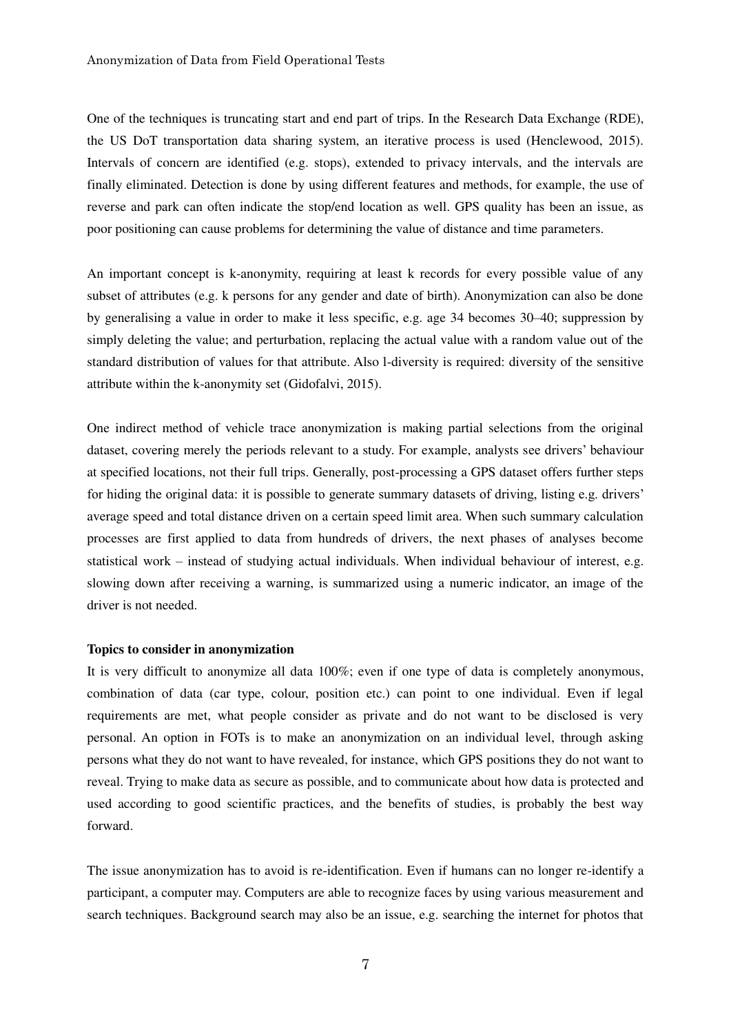One of the techniques is truncating start and end part of trips. In the Research Data Exchange (RDE), the US DoT transportation data sharing system, an iterative process is used (Henclewood, 2015). Intervals of concern are identified (e.g. stops), extended to privacy intervals, and the intervals are finally eliminated. Detection is done by using different features and methods, for example, the use of reverse and park can often indicate the stop/end location as well. GPS quality has been an issue, as poor positioning can cause problems for determining the value of distance and time parameters.

An important concept is k-anonymity, requiring at least k records for every possible value of any subset of attributes (e.g. k persons for any gender and date of birth). Anonymization can also be done by generalising a value in order to make it less specific, e.g. age 34 becomes 30–40; suppression by simply deleting the value; and perturbation, replacing the actual value with a random value out of the standard distribution of values for that attribute. Also l-diversity is required: diversity of the sensitive attribute within the k-anonymity set (Gidofalvi, 2015).

One indirect method of vehicle trace anonymization is making partial selections from the original dataset, covering merely the periods relevant to a study. For example, analysts see drivers' behaviour at specified locations, not their full trips. Generally, post-processing a GPS dataset offers further steps for hiding the original data: it is possible to generate summary datasets of driving, listing e.g. drivers' average speed and total distance driven on a certain speed limit area. When such summary calculation processes are first applied to data from hundreds of drivers, the next phases of analyses become statistical work – instead of studying actual individuals. When individual behaviour of interest, e.g. slowing down after receiving a warning, is summarized using a numeric indicator, an image of the driver is not needed.

**Topics to consider in anonymization**

It is very difficult to anonymize all data 100%; even if one type of data is completely anonymous, combination of data (car type, colour, position etc.) can point to one individual. Even if legal requirements are met, what people consider as private and do not want to be disclosed is very personal. An option in FOTs is to make an anonymization on an individual level, through asking persons what they do not want to have revealed, for instance, which GPS positions they do not want to reveal. Trying to make data as secure as possible, and to communicate about how data is protected and used according to good scientific practices, and the benefits of studies, is probably the best way forward.

The issue anonymization has to avoid is re-identification. Even if humans can no longer re-identify a participant, a computer may. Computers are able to recognize faces by using various measurement and search techniques. Background search may also be an issue, e.g. searching the internet for photos that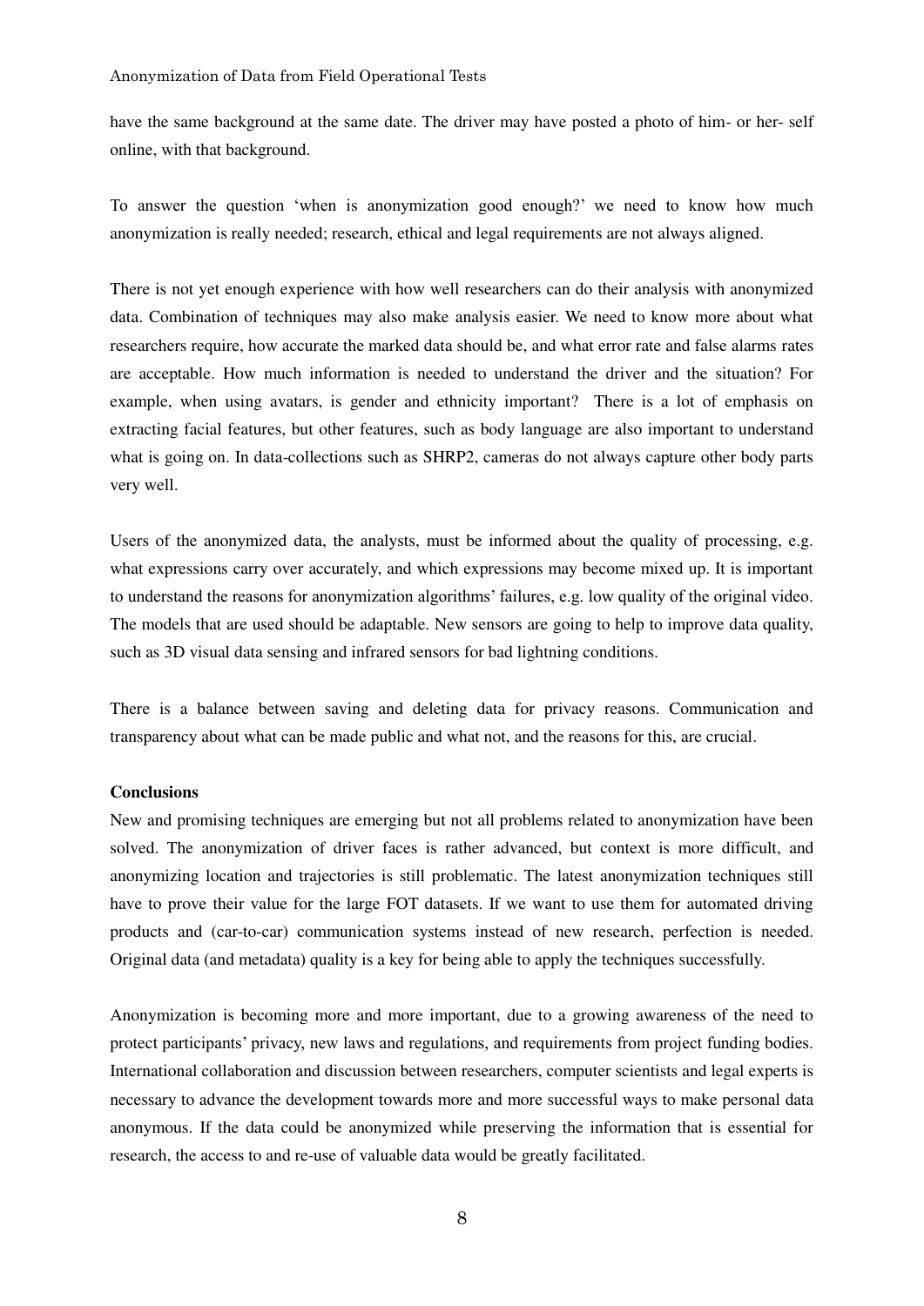have the same background at the same date. The driver may have posted a photo of him- or her- self online, with that background.

To answer the question 'when is anonymization good enough?' we need to know how much anonymization is really needed; research, ethical and legal requirements are not always aligned.

There is not yet enough experience with how well researchers can do their analysis with anonymized data. Combination of techniques may also make analysis easier. We need to know more about what researchers require, how accurate the marked data should be, and what error rate and false alarms rates are acceptable. How much information is needed to understand the driver and the situation? For example, when using avatars, is gender and ethnicity important? There is a lot of emphasis on extracting facial features, but other features, such as body language are also important to understand what is going on. In data-collections such as SHRP2, cameras do not always capture other body parts very well.

Users of the anonymized data, the analysts, must be informed about the quality of processing, e.g. what expressions carry over accurately, and which expressions may become mixed up. It is important to understand the reasons for anonymization algorithms' failures, e.g. low quality of the original video. The models that are used should be adaptable. New sensors are going to help to improve data quality, such as 3D visual data sensing and infrared sensors for bad lightning conditions.

There is a balance between saving and deleting data for privacy reasons. Communication and transparency about what can be made public and what not, and the reasons for this, are crucial.

**Conclusions**

New and promising techniques are emerging but not all problems related to anonymization have been solved. The anonymization of driver faces is rather advanced, but context is more difficult, and anonymizing location and trajectories is still problematic. The latest anonymization techniques still have to prove their value for the large FOT datasets. If we want to use them for automated driving products and (car-to-car) communication systems instead of new research, perfection is needed. Original data (and metadata) quality is a key for being able to apply the techniques successfully.

Anonymization is becoming more and more important, due to a growing awareness of the need to protect participants' privacy, new laws and regulations, and requirements from project funding bodies. International collaboration and discussion between researchers, computer scientists and legal experts is necessary to advance the development towards more and more successful ways to make personal data anonymous. If the data could be anonymized while preserving the information that is essential for research, the access to and re-use of valuable data would be greatly facilitated.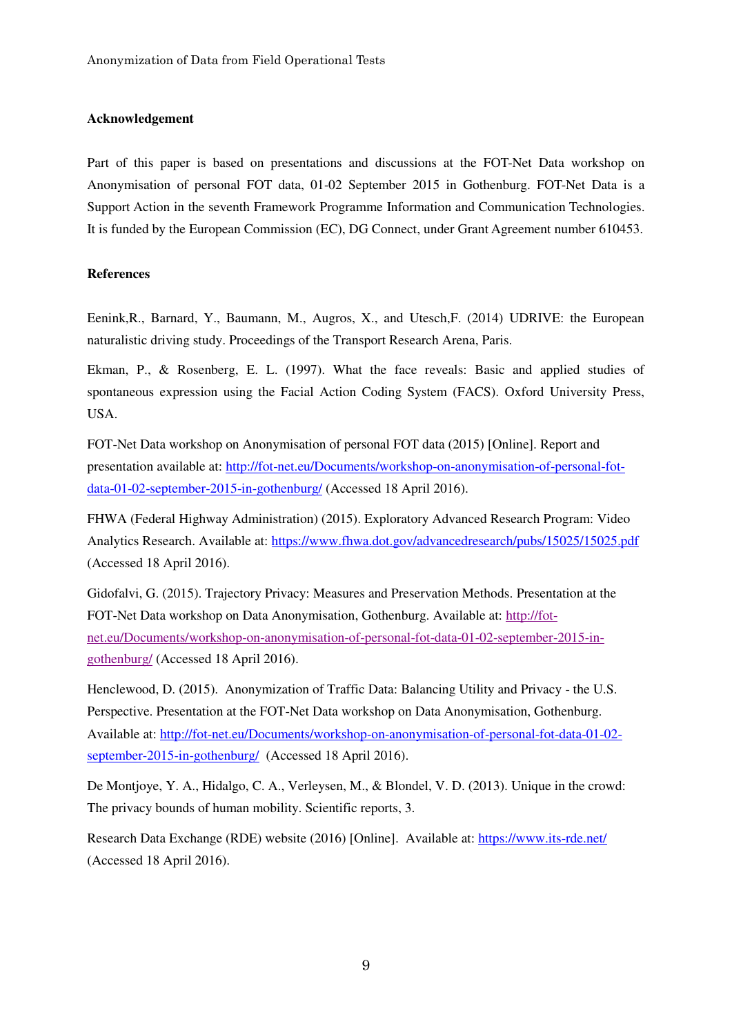**Acknowledgement**

Part of this paper is based on presentations and discussions at the FOT-Net Data workshop on Anonymisation of personal FOT data, 01-02 September 2015 in Gothenburg. FOT-Net Data is a Support Action in the seventh Framework Programme Information and Communication Technologies. It is funded by the European Commission (EC), DG Connect, under Grant Agreement number 610453.

**References**

Eenink,R., Barnard, Y., Baumann, M., Augros, X., and Utesch,F. (2014) UDRIVE: the European naturalistic driving study. Proceedings of the Transport Research Arena, Paris.

Ekman, P., & Rosenberg, E. L. (1997). What the face reveals: Basic and applied studies of spontaneous expression using the Facial Action Coding System (FACS). Oxford University Press, USA.

FOT-Net Data workshop on Anonymisation of personal FOT data (2015) [Online]. Report and presentation available at: http://fot-net.eu/Documents/workshop-on-anonymisation-of-personal-fot-data-01-02-september-2015-in-gothenburg/ (Accessed 18 April 2016).

FHWA (Federal Highway Administration) (2015). Exploratory Advanced Research Program: Video Analytics Research. Available at: https://www.fhwa.dot.gov/advancedresearch/pubs/15025/15025.pdf (Accessed 18 April 2016).

Gidofalvi, G. (2015). Trajectory Privacy: Measures and Preservation Methods. Presentation at the FOT-Net Data workshop on Data Anonymisation, Gothenburg. Available at: http://fot-net.eu/Documents/workshop-on-anonymisation-of-personal-fot-data-01-02-september-2015-in-gothenburg/ (Accessed 18 April 2016).

Henclewood, D. (2015). Anonymization of Traffic Data: Balancing Utility and Privacy - the U.S. Perspective. Presentation at the FOT-Net Data workshop on Data Anonymisation, Gothenburg. Available at: http://fot-net.eu/Documents/workshop-on-anonymisation-of-personal-fot-data-01-02-september-2015-in-gothenburg/ (Accessed 18 April 2016).

De Montjoye, Y. A., Hidalgo, C. A., Verleysen, M., & Blondel, V. D. (2013). Unique in the crowd: The privacy bounds of human mobility. Scientific reports, 3.

Research Data Exchange (RDE) website (2016) [Online]. Available at: https://www.its-rde.net/ (Accessed 18 April 2016).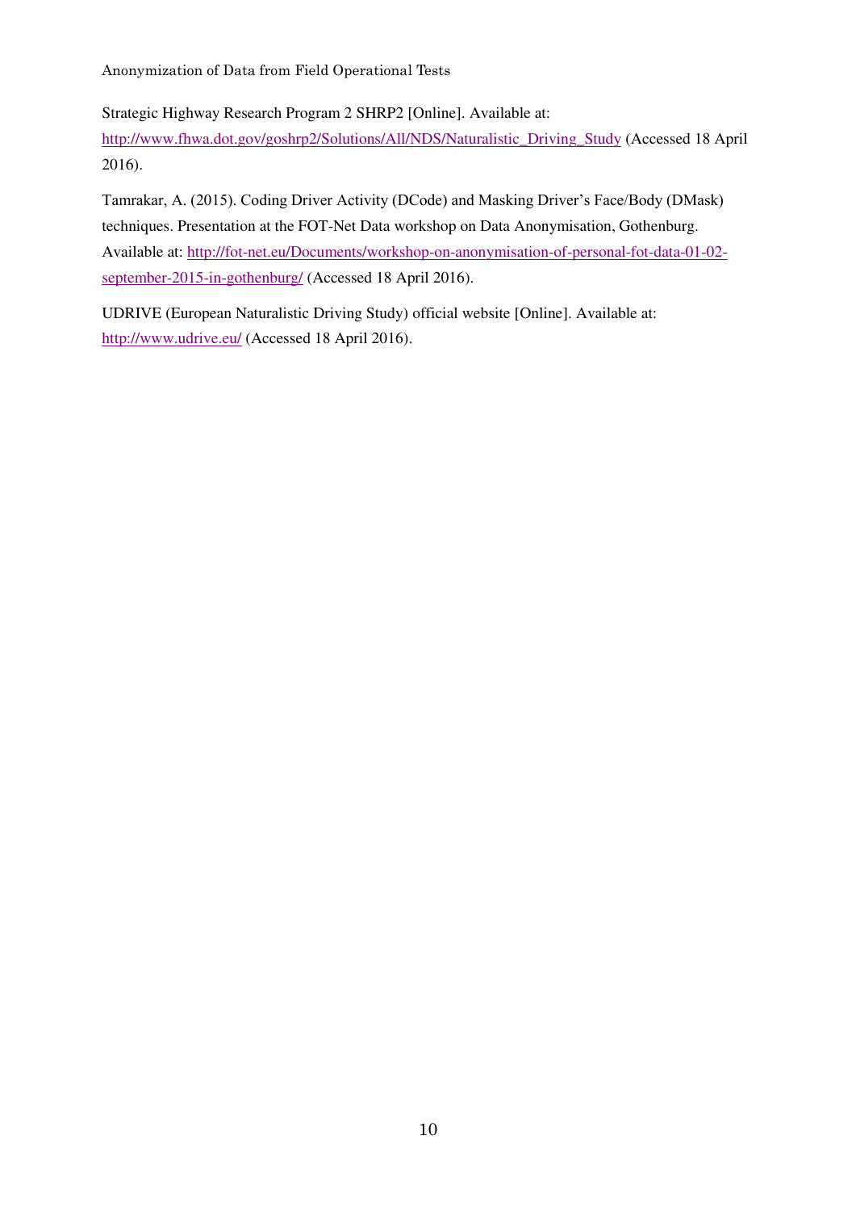Strategic Highway Research Program 2 SHRP2 [Online]. Available at: http://www.fhwa.dot.gov/goshrp2/Solutions/All/NDS/Naturalistic_Driving_Study (Accessed 18 April 2016).

Tamrakar, A. (2015). Coding Driver Activity (DCode) and Masking Driver's Face/Body (DMask) techniques. Presentation at the FOT-Net Data workshop on Data Anonymisation, Gothenburg. Available at: http://fot-net.eu/Documents/workshop-on-anonymisation-of-personal-fot-data-01-02-september-2015-in-gothenburg/ (Accessed 18 April 2016).

UDRIVE (European Naturalistic Driving Study) official website [Online]. Available at: http://www.udrive.eu/ (Accessed 18 April 2016).